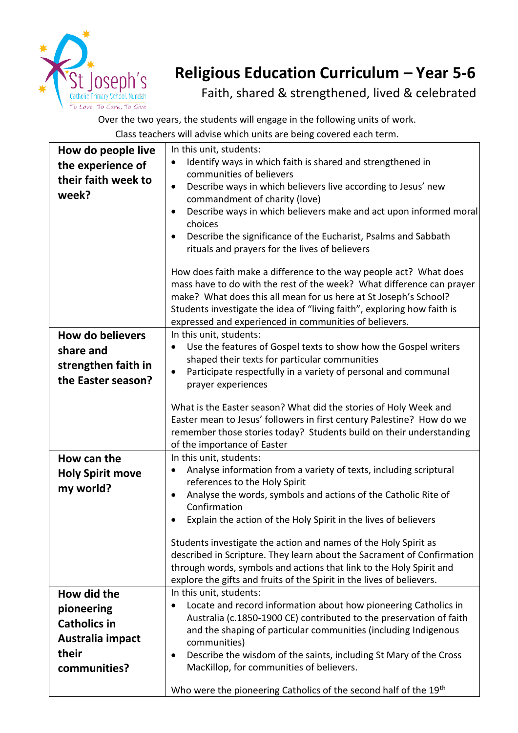St Joseph's Catholic Primary School, Nundah
To Love, To Care, To Give

# Religious Education Curriculum – Year 5-6

Faith, shared & strengthened, lived & celebrated

Over the two years, the students will engage in the following units of work.
Class teachers will advise which units are being covered each term.

| | |
|---|---|
| **How do people live the experience of their faith week to week?** | In this unit, students:<br>• Identify ways in which faith is shared and strengthened in communities of believers<br>• Describe ways in which believers live according to Jesus' new commandment of charity (love)<br>• Describe ways in which believers make and act upon informed moral choices<br>• Describe the significance of the Eucharist, Psalms and Sabbath rituals and prayers for the lives of believers<br><br>How does faith make a difference to the way people act? What does mass have to do with the rest of the week? What difference can prayer make? What does this all mean for us here at St Joseph's School? Students investigate the idea of "living faith", exploring how faith is expressed and experienced in communities of believers. |
| **How do believers share and strengthen faith in the Easter season?** | In this unit, students:<br>• Use the features of Gospel texts to show how the Gospel writers shaped their texts for particular communities<br>• Participate respectfully in a variety of personal and communal prayer experiences<br><br>What is the Easter season? What did the stories of Holy Week and Easter mean to Jesus' followers in first century Palestine? How do we remember those stories today? Students build on their understanding of the importance of Easter |
| **How can the Holy Spirit move my world?** | In this unit, students:<br>• Analyse information from a variety of texts, including scriptural references to the Holy Spirit<br>• Analyse the words, symbols and actions of the Catholic Rite of Confirmation<br>• Explain the action of the Holy Spirit in the lives of believers<br><br>Students investigate the action and names of the Holy Spirit as described in Scripture. They learn about the Sacrament of Confirmation through words, symbols and actions that link to the Holy Spirit and explore the gifts and fruits of the Spirit in the lives of believers. |
| **How did the pioneering Catholics in Australia impact their communities?** | In this unit, students:<br>• Locate and record information about how pioneering Catholics in Australia (c.1850-1900 CE) contributed to the preservation of faith and the shaping of particular communities (including Indigenous communities)<br>• Describe the wisdom of the saints, including St Mary of the Cross MacKillop, for communities of believers.<br><br>Who were the pioneering Catholics of the second half of the 19th |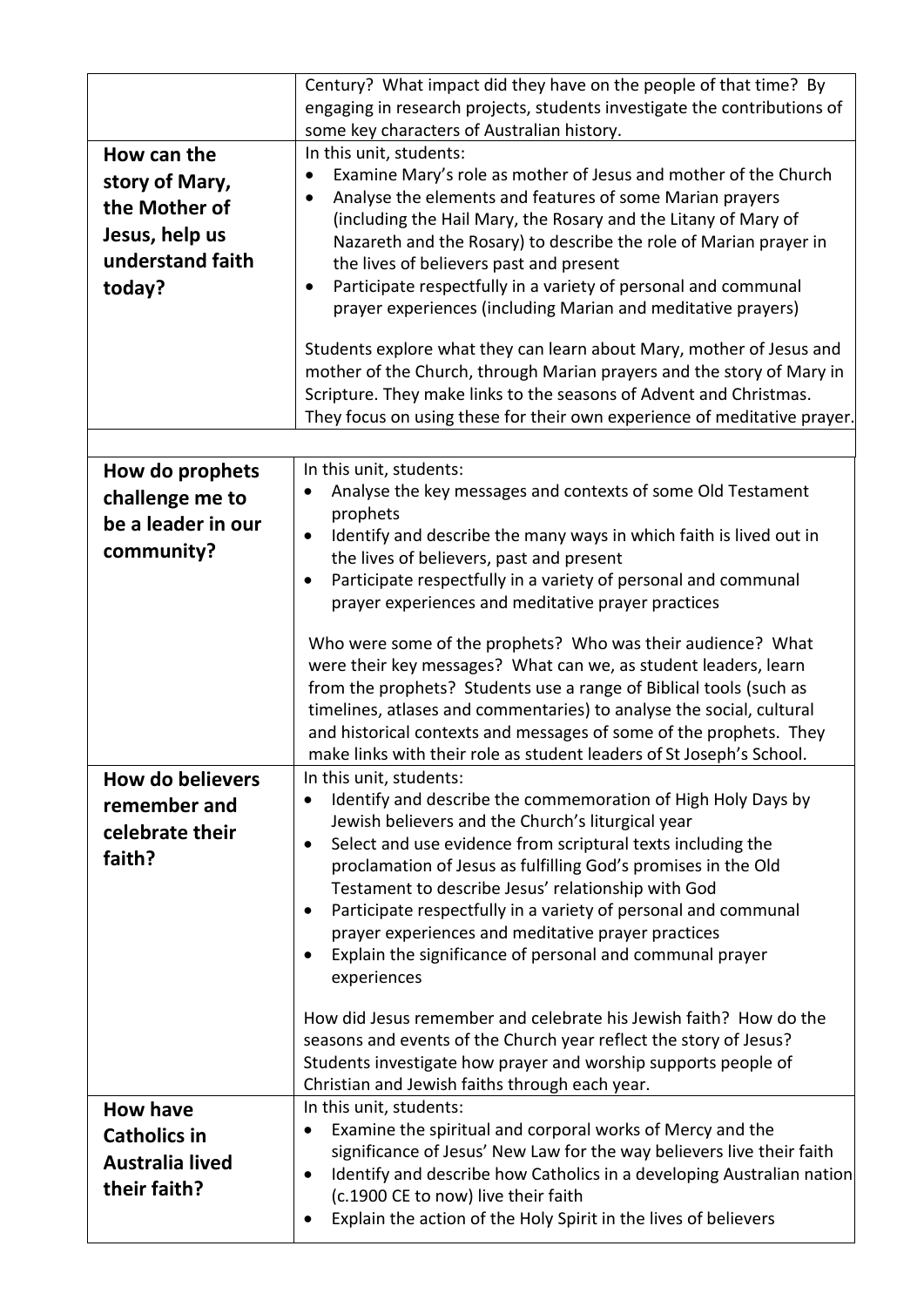| | |
|---|---|
| | Century? What impact did they have on the people of that time? By engaging in research projects, students investigate the contributions of some key characters of Australian history. |
| **How can the story of Mary, the Mother of Jesus, help us understand faith today?** | In this unit, students:<br>• Examine Mary's role as mother of Jesus and mother of the Church<br>• Analyse the elements and features of some Marian prayers (including the Hail Mary, the Rosary and the Litany of Mary of Nazareth and the Rosary) to describe the role of Marian prayer in the lives of believers past and present<br>• Participate respectfully in a variety of personal and communal prayer experiences (including Marian and meditative prayers)<br><br>Students explore what they can learn about Mary, mother of Jesus and mother of the Church, through Marian prayers and the story of Mary in Scripture. They make links to the seasons of Advent and Christmas. They focus on using these for their own experience of meditative prayer. |
| | |
| **How do prophets challenge me to be a leader in our community?** | In this unit, students:<br>• Analyse the key messages and contexts of some Old Testament prophets<br>• Identify and describe the many ways in which faith is lived out in the lives of believers, past and present<br>• Participate respectfully in a variety of personal and communal prayer experiences and meditative prayer practices<br><br>Who were some of the prophets? Who was their audience? What were their key messages? What can we, as student leaders, learn from the prophets? Students use a range of Biblical tools (such as timelines, atlases and commentaries) to analyse the social, cultural and historical contexts and messages of some of the prophets. They make links with their role as student leaders of St Joseph's School. |
| **How do believers remember and celebrate their faith?** | In this unit, students:<br>• Identify and describe the commemoration of High Holy Days by Jewish believers and the Church's liturgical year<br>• Select and use evidence from scriptural texts including the proclamation of Jesus as fulfilling God's promises in the Old Testament to describe Jesus' relationship with God<br>• Participate respectfully in a variety of personal and communal prayer experiences and meditative prayer practices<br>• Explain the significance of personal and communal prayer experiences<br><br>How did Jesus remember and celebrate his Jewish faith? How do the seasons and events of the Church year reflect the story of Jesus? Students investigate how prayer and worship supports people of Christian and Jewish faiths through each year. |
| **How have Catholics in Australia lived their faith?** | In this unit, students:<br>• Examine the spiritual and corporal works of Mercy and the significance of Jesus' New Law for the way believers live their faith<br>• Identify and describe how Catholics in a developing Australian nation (c.1900 CE to now) live their faith<br>• Explain the action of the Holy Spirit in the lives of believers |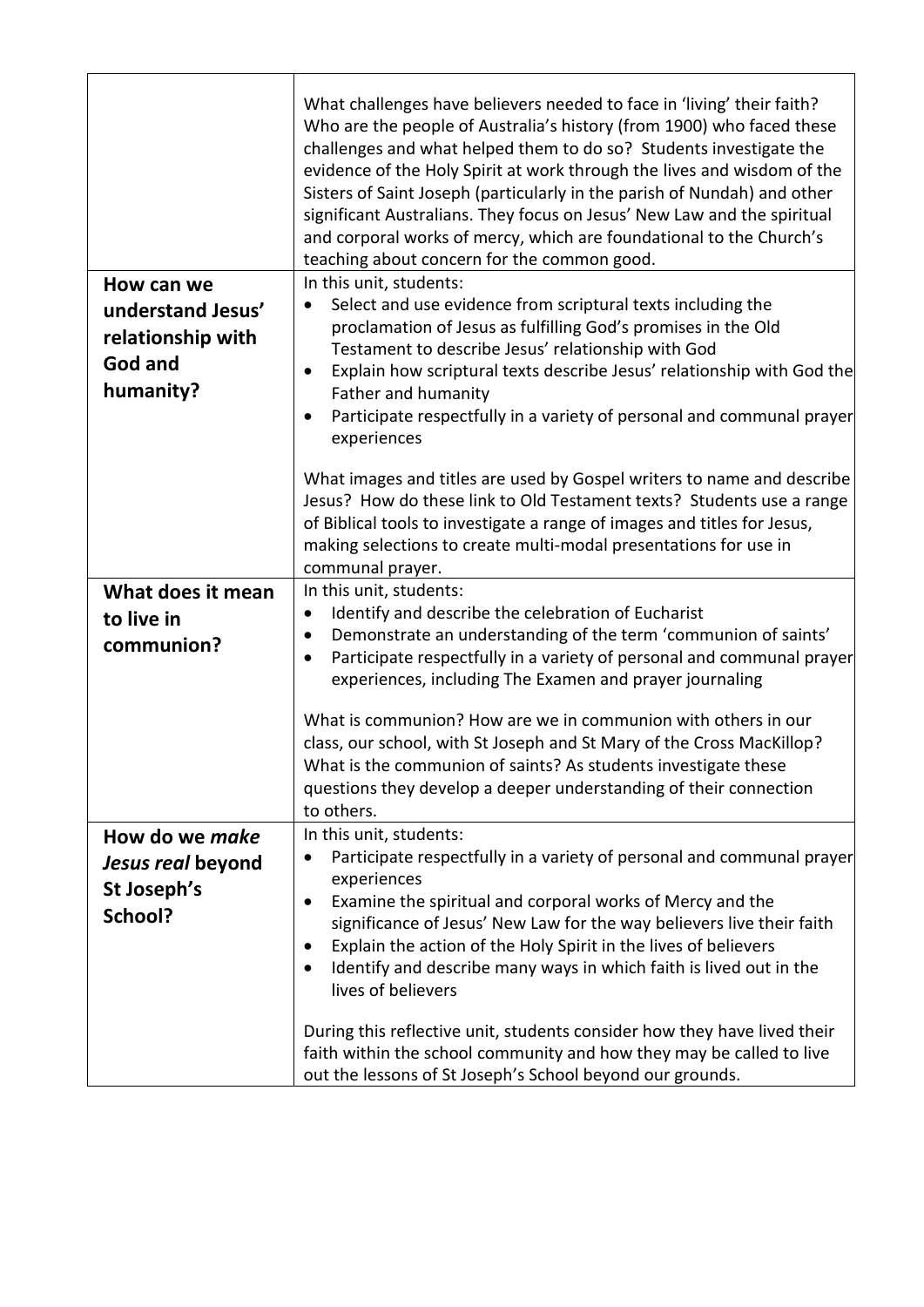| | |
|---|---|
| | What challenges have believers needed to face in 'living' their faith? Who are the people of Australia's history (from 1900) who faced these challenges and what helped them to do so? Students investigate the evidence of the Holy Spirit at work through the lives and wisdom of the Sisters of Saint Joseph (particularly in the parish of Nundah) and other significant Australians. They focus on Jesus' New Law and the spiritual and corporal works of mercy, which are foundational to the Church's teaching about concern for the common good. |
| **How can we understand Jesus' relationship with God and humanity?** | In this unit, students:<br>• Select and use evidence from scriptural texts including the proclamation of Jesus as fulfilling God's promises in the Old Testament to describe Jesus' relationship with God<br>• Explain how scriptural texts describe Jesus' relationship with God the Father and humanity<br>• Participate respectfully in a variety of personal and communal prayer experiences<br><br>What images and titles are used by Gospel writers to name and describe Jesus? How do these link to Old Testament texts? Students use a range of Biblical tools to investigate a range of images and titles for Jesus, making selections to create multi-modal presentations for use in communal prayer. |
| **What does it mean to live in communion?** | In this unit, students:<br>• Identify and describe the celebration of Eucharist<br>• Demonstrate an understanding of the term 'communion of saints'<br>• Participate respectfully in a variety of personal and communal prayer experiences, including The Examen and prayer journaling<br><br>What is communion? How are we in communion with others in our class, our school, with St Joseph and St Mary of the Cross MacKillop? What is the communion of saints? As students investigate these questions they develop a deeper understanding of their connection to others. |
| **How do we *make Jesus real* beyond St Joseph's School?** | In this unit, students:<br>• Participate respectfully in a variety of personal and communal prayer experiences<br>• Examine the spiritual and corporal works of Mercy and the significance of Jesus' New Law for the way believers live their faith<br>• Explain the action of the Holy Spirit in the lives of believers<br>• Identify and describe many ways in which faith is lived out in the lives of believers<br><br>During this reflective unit, students consider how they have lived their faith within the school community and how they may be called to live out the lessons of St Joseph's School beyond our grounds. |